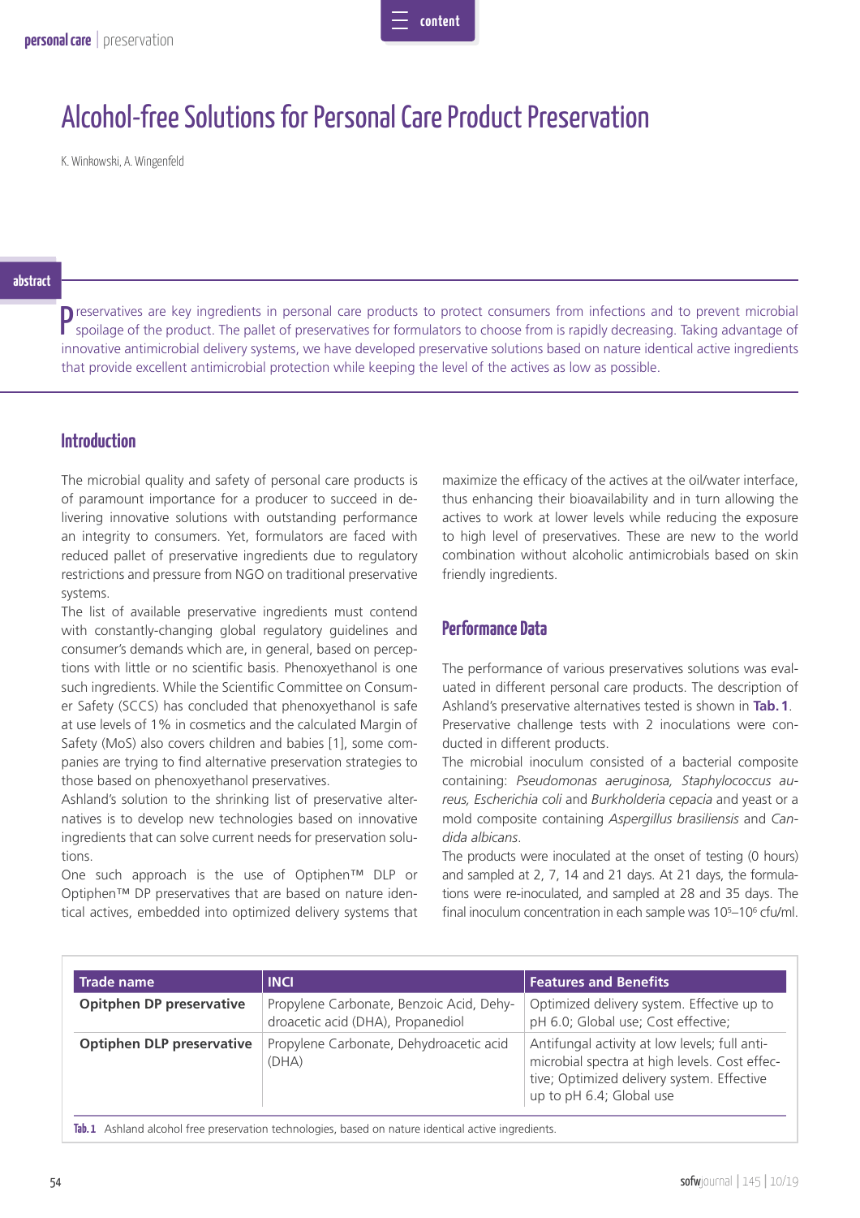# Alcohol-free Solutions for Personal Care Product Preservation

K. Winkowski, A. Wingenfeld

## abstract

Preservatives are key ingredients in personal care products to protect consumers from infections and to prevent microbial spoilage of the product. The pallet of preservatives for formulators to choose from is rapidly decreasing. Taking advantage of innovative antimicrobial delivery systems, we have developed preservative solutions based on nature identical active ingredients that provide excellent antimicrobial protection while keeping the level of the actives as low as possible.

## Introduction

The microbial quality and safety of personal care products is of paramount importance for a producer to succeed in delivering innovative solutions with outstanding performance an integrity to consumers. Yet, formulators are faced with reduced pallet of preservative ingredients due to regulatory restrictions and pressure from NGO on traditional preservative systems.

The list of available preservative ingredients must contend with constantly-changing global regulatory guidelines and consumer's demands which are, in general, based on perceptions with little or no scientific basis. Phenoxyethanol is one such ingredients. While the Scientific Committee on Consumer Safety (SCCS) has concluded that phenoxyethanol is safe at use levels of 1% in cosmetics and the calculated Margin of Safety (MoS) also covers children and babies [1], some companies are trying to find alternative preservation strategies to those based on phenoxyethanol preservatives.

Ashland's solution to the shrinking list of preservative alternatives is to develop new technologies based on innovative ingredients that can solve current needs for preservation solutions.

One such approach is the use of Optiphen™ DLP or Optiphen™ DP preservatives that are based on nature identical actives, embedded into optimized delivery systems that maximize the efficacy of the actives at the oil/water interface, thus enhancing their bioavailability and in turn allowing the actives to work at lower levels while reducing the exposure to high level of preservatives. These are new to the world combination without alcoholic antimicrobials based on skin friendly ingredients.

## Performance Data

The performance of various preservatives solutions was evaluated in different personal care products. The description of Ashland's preservative alternatives tested is shown in **Tab. 1**.

Preservative challenge tests with 2 inoculations were conducted in different products.

The microbial inoculum consisted of a bacterial composite containing: *Pseudomonas aeruginosa, Staphylococcus aureus, Escherichia coli* and *Burkholderia cepacia* and yeast or a mold composite containing *Aspergillus brasiliensis* and *Candida albicans*.

The products were inoculated at the onset of testing (0 hours) and sampled at 2, 7, 14 and 21 days. At 21 days, the formulations were re-inoculated, and sampled at 28 and 35 days. The final inoculum concentration in each sample was $10^5$–$10^6$ cfu/ml.

| Trade name | INCI | Features and Benefits |
|---|---|---|
| **Opitphen DP preservative** | Propylene Carbonate, Benzoic Acid, Dehydroacetic acid (DHA), Propanediol | Optimized delivery system. Effective up to pH 6.0; Global use; Cost effective; |
| **Optiphen DLP preservative** | Propylene Carbonate, Dehydroacetic acid (DHA) | Antifungal activity at low levels; full antimicrobial spectra at high levels. Cost effective; Optimized delivery system. Effective up to pH 6.4; Global use |

**Tab. 1** Ashland alcohol free preservation technologies, based on nature identical active ingredients.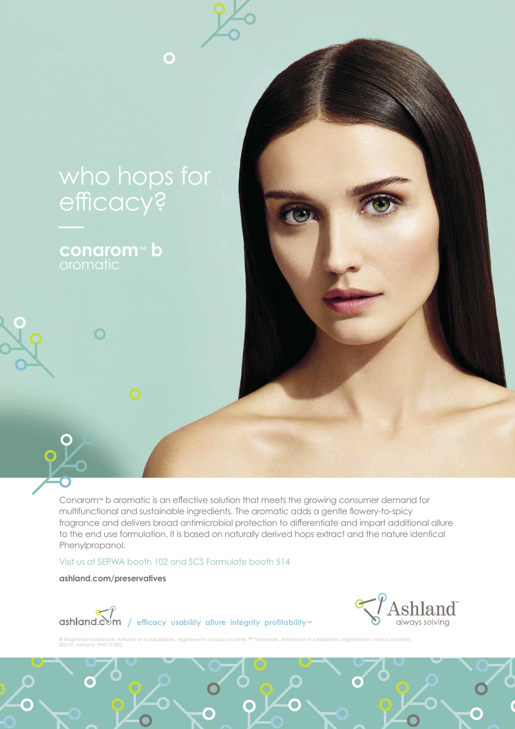# who hops for efficacy?

**conarom™ b**
aromatic

Conarom™ b aromatic is an effective solution that meets the growing consumer demand for multifunctional and sustainable ingredients. The aromatic adds a gentle flowery-to-spicy fragrance and delivers broad antimicrobial protection to differentiate and impart additional allure to the end use formulation. It is based on naturally derived hops extract and the nature identical Phenylpropanol.

Visit us at SEPWA booth 102 and SCS Formulate booth 514

**ashland.com/preservatives**

ashland.com / efficacy usability allure integrity profitability™

Ashland™
always solving

® Registered trademark, Ashland or its subsidiaries, registered in various countries ™ Trademark, Ashland or its subsidiaries, registered in various countries
©2019, Ashland PHC19-083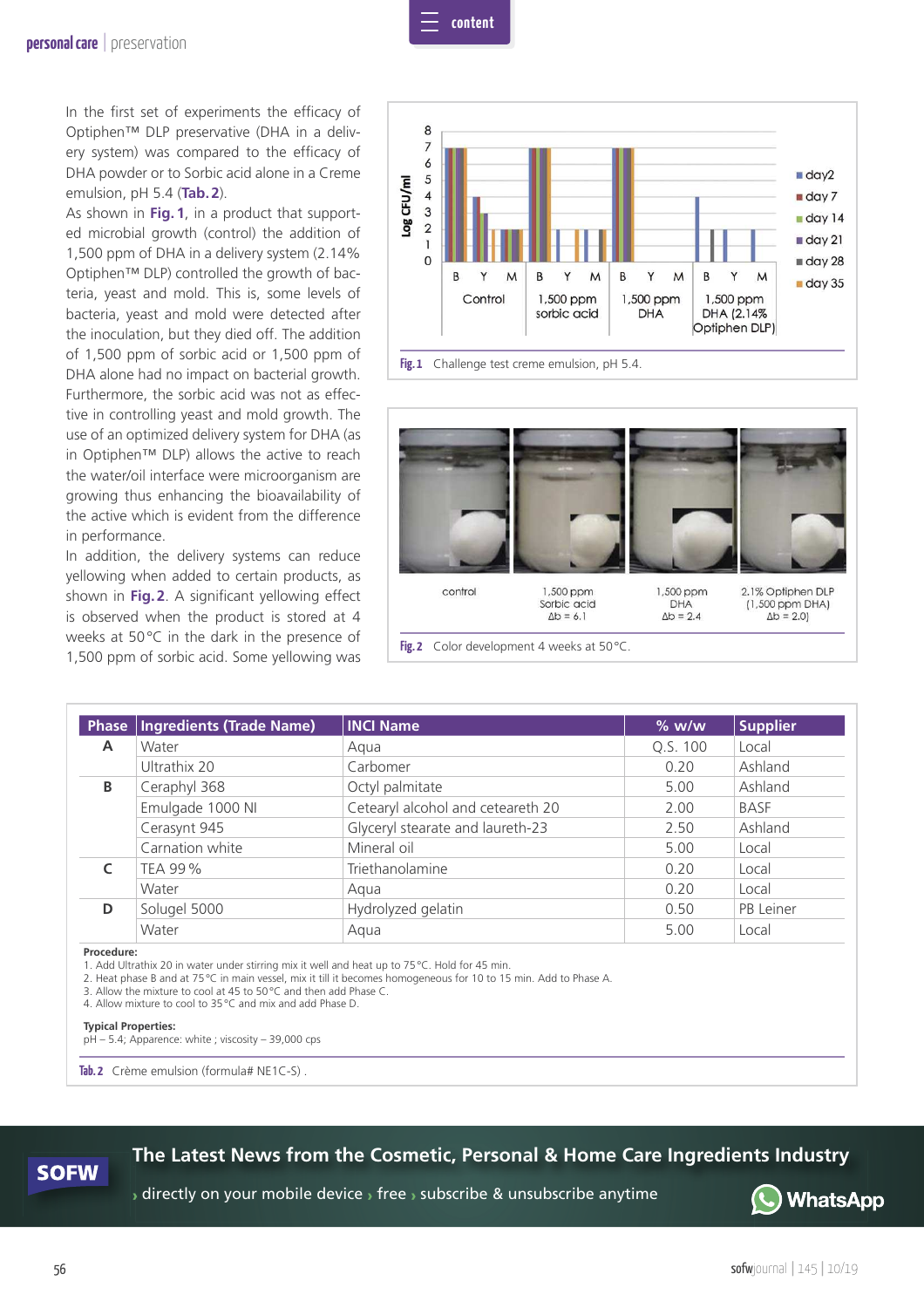In the first set of experiments the efficacy of Optiphen™ DLP preservative (DHA in a delivery system) was compared to the efficacy of DHA powder or to Sorbic acid alone in a Creme emulsion, pH 5.4 (**Tab. 2**).

As shown in **Fig. 1**, in a product that supported microbial growth (control) the addition of 1,500 ppm of DHA in a delivery system (2.14% Optiphen™ DLP) controlled the growth of bacteria, yeast and mold. This is, some levels of bacteria, yeast and mold were detected after the inoculation, but they died off. The addition of 1,500 ppm of sorbic acid or 1,500 ppm of DHA alone had no impact on bacterial growth. Furthermore, the sorbic acid was not as effective in controlling yeast and mold growth. The use of an optimized delivery system for DHA (as in Optiphen™ DLP) allows the active to reach the water/oil interface were microorganism are growing thus enhancing the bioavailability of the active which is evident from the difference in performance.

In addition, the delivery systems can reduce yellowing when added to certain products, as shown in **Fig. 2**. A significant yellowing effect is observed when the product is stored at 4 weeks at 50 °C in the dark in the presence of 1,500 ppm of sorbic acid. Some yellowing was

**Fig. 1** Challenge test creme emulsion, pH 5.4.

**Fig. 2** Color development 4 weeks at 50 °C.

| Phase | Ingredients (Trade Name) | INCI Name | % w/w | Supplier |
|---|---|---|---|---|
| A | Water | Aqua | Q.S. 100 | Local |
| | Ultrathix 20 | Carbomer | 0.20 | Ashland |
| B | Ceraphyl 368 | Octyl palmitate | 5.00 | Ashland |
| | Emulgade 1000 NI | Cetearyl alcohol and ceteareth 20 | 2.00 | BASF |
| | Cerasynt 945 | Glyceryl stearate and laureth-23 | 2.50 | Ashland |
| | Carnation white | Mineral oil | 5.00 | Local |
| C | TEA 99 % | Triethanolamine | 0.20 | Local |
| | Water | Aqua | 0.20 | Local |
| D | Solugel 5000 | Hydrolyzed gelatin | 0.50 | PB Leiner |
| | Water | Aqua | 5.00 | Local |

**Procedure:**
1. Add Ultrathix 20 in water under stirring mix it well and heat up to 75 °C. Hold for 45 min.
2. Heat phase B and at 75 °C in main vessel, mix it till it becomes homogeneous for 10 to 15 min. Add to Phase A.
3. Allow the mixture to cool at 45 to 50 °C and then add Phase C.
4. Allow mixture to cool to 35 °C and mix and add Phase D.

**Typical Properties:**
pH – 5.4; Apparence: white ; viscosity – 39,000 cps

**Tab. 2** Crème emulsion (formula# NE1C-S) .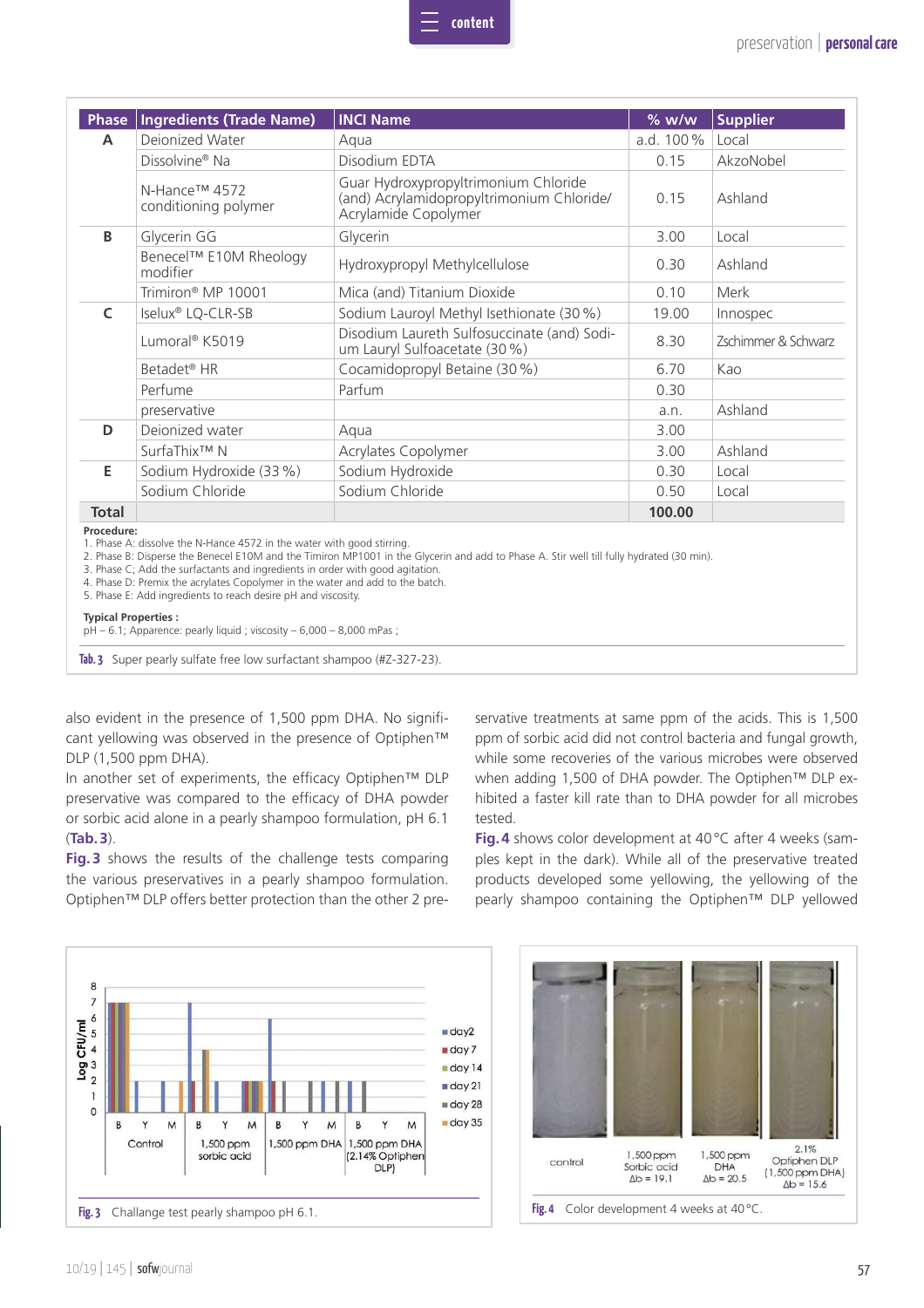| Phase | Ingredients (Trade Name) | INCI Name | % w/w | Supplier |
|---|---|---|---|---|
| A | Deionized Water | Aqua | a.d. 100 % | Local |
| | Dissolvine® Na | Disodium EDTA | 0.15 | AkzoNobel |
| | N-Hance™ 4572 conditioning polymer | Guar Hydroxypropyltrimonium Chloride (and) Acrylamidopropyltrimonium Chloride/ Acrylamide Copolymer | 0.15 | Ashland |
| B | Glycerin GG | Glycerin | 3.00 | Local |
| | Benecel™ E10M Rheology modifier | Hydroxypropyl Methylcellulose | 0.30 | Ashland |
| | Trimiron® MP 10001 | Mica (and) Titanium Dioxide | 0.10 | Merk |
| C | Iselux® LQ-CLR-SB | Sodium Lauroyl Methyl Isethionate (30 %) | 19.00 | Innospec |
| | Lumoral® K5019 | Disodium Laureth Sulfosuccinate (and) Sodium Lauryl Sulfoacetate (30 %) | 8.30 | Zschimmer & Schwarz |
| | Betadet® HR | Cocamidopropyl Betaine (30 %) | 6.70 | Kao |
| | Perfume | Parfum | 0.30 | |
| | preservative | | a.n. | Ashland |
| D | Deionized water | Aqua | 3.00 | |
| | SurfaThix™ N | Acrylates Copolymer | 3.00 | Ashland |
| E | Sodium Hydroxide (33 %) | Sodium Hydroxide | 0.30 | Local |
| | Sodium Chloride | Sodium Chloride | 0.50 | Local |
| **Total** | | | **100.00** | |

**Procedure:**
1. Phase A: dissolve the N-Hance 4572 in the water with good stirring.
2. Phase B: Disperse the Benecel E10M and the Timiron MP1001 in the Glycerin and add to Phase A. Stir well till fully hydrated (30 min).
3. Phase C; Add the surfactants and ingredients in order with good agitation.
4. Phase D: Premix the acrylates Copolymer in the water and add to the batch.
5. Phase E: Add ingredients to reach desire pH and viscosity.

**Typical Properties :**
pH – 6.1; Apparence: pearly liquid ; viscosity – 6,000 – 8,000 mPas ;

**Tab. 3** Super pearly sulfate free low surfactant shampoo (#Z-327-23).

also evident in the presence of 1,500 ppm DHA. No significant yellowing was observed in the presence of Optiphen™ DLP (1,500 ppm DHA).

In another set of experiments, the efficacy Optiphen™ DLP preservative was compared to the efficacy of DHA powder or sorbic acid alone in a pearly shampoo formulation, pH 6.1 (**Tab. 3**).

**Fig. 3** shows the results of the challenge tests comparing the various preservatives in a pearly shampoo formulation. Optiphen™ DLP offers better protection than the other 2 preservative treatments at same ppm of the acids. This is 1,500 ppm of sorbic acid did not control bacteria and fungal growth, while some recoveries of the various microbes were observed when adding 1,500 of DHA powder. The Optiphen™ DLP exhibited a faster kill rate than to DHA powder for all microbes tested.

**Fig. 4** shows color development at 40 °C after 4 weeks (samples kept in the dark). While all of the preservative treated products developed some yellowing, the yellowing of the pearly shampoo containing the Optiphen™ DLP yellowed

**Fig. 3** Challange test pearly shampoo pH 6.1.

**Fig. 4** Color development 4 weeks at 40 °C.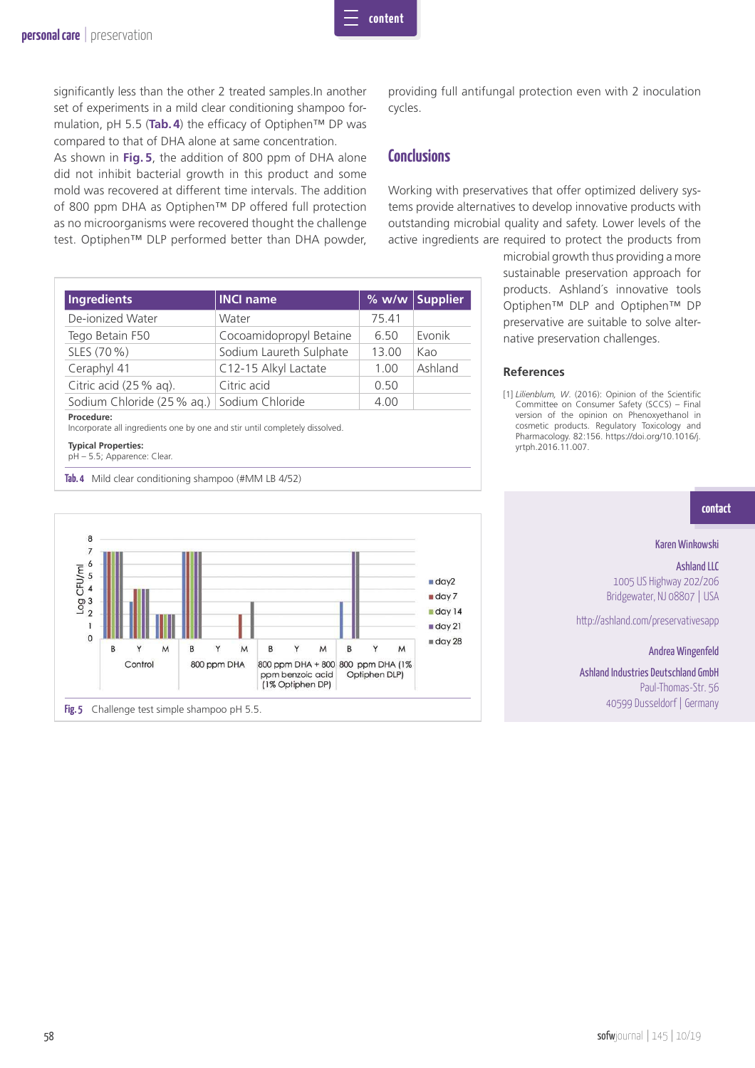significantly less than the other 2 treated samples.In another set of experiments in a mild clear conditioning shampoo formulation, pH 5.5 (**Tab. 4**) the efficacy of Optiphen™ DP was compared to that of DHA alone at same concentration.

As shown in **Fig. 5**, the addition of 800 ppm of DHA alone did not inhibit bacterial growth in this product and some mold was recovered at different time intervals. The addition of 800 ppm DHA as Optiphen™ DP offered full protection as no microorganisms were recovered thought the challenge test. Optiphen™ DLP performed better than DHA powder, providing full antifungal protection even with 2 inoculation cycles.

| Ingredients | INCI name | % w/w | Supplier |
|---|---|---|---|
| De-ionized Water | Water | 75.41 | |
| Tego Betain F50 | Cocoamidopropyl Betaine | 6.50 | Evonik |
| SLES (70 %) | Sodium Laureth Sulphate | 13.00 | Kao |
| Ceraphyl 41 | C12-15 Alkyl Lactate | 1.00 | Ashland |
| Citric acid (25 % aq). | Citric acid | 0.50 | |
| Sodium Chloride (25 % aq.) | Sodium Chloride | 4.00 | |

**Procedure:**
Incorporate all ingredients one by one and stir until completely dissolved.

**Typical Properties:**
pH – 5.5; Apparence: Clear.

**Tab. 4** Mild clear conditioning shampoo (#MM LB 4/52)

Log CFU/ml
0 1 2 3 4 5 6 7 8
B Y M B Y M B Y M B Y M
Control
800 ppm DHA
800 ppm DHA + 800 ppm benzoic acid (1% Optiphen DP)
800 ppm DHA (1% Optiphen DLP)
day2
day 7
day 14
day 21
day 28

**Fig. 5** Challenge test simple shampoo pH 5.5.

## Conclusions

Working with preservatives that offer optimized delivery systems provide alternatives to develop innovative products with outstanding microbial quality and safety. Lower levels of the active ingredients are required to protect the products from microbial growth thus providing a more sustainable preservation approach for products. Ashland´s innovative tools Optiphen™ DLP and Optiphen™ DP preservative are suitable to solve alternative preservation challenges.

### References

[1] *Lilienblum, W.* (2016): Opinion of the Scientific Committee on Consumer Safety (SCCS) – Final version of the opinion on Phenoxyethanol in cosmetic products. Regulatory Toxicology and Pharmacology. 82:156. https://doi.org/10.1016/j.yrtph.2016.11.007.

**contact**

Karen Winkowski

Ashland LLC
1005 US Highway 202/206
Bridgewater, NJ 08807 | USA

http://ashland.com/preservativesapp

Andrea Wingenfeld

Ashland Industries Deutschland GmbH
Paul-Thomas-Str. 56
40599 Dusseldorf | Germany